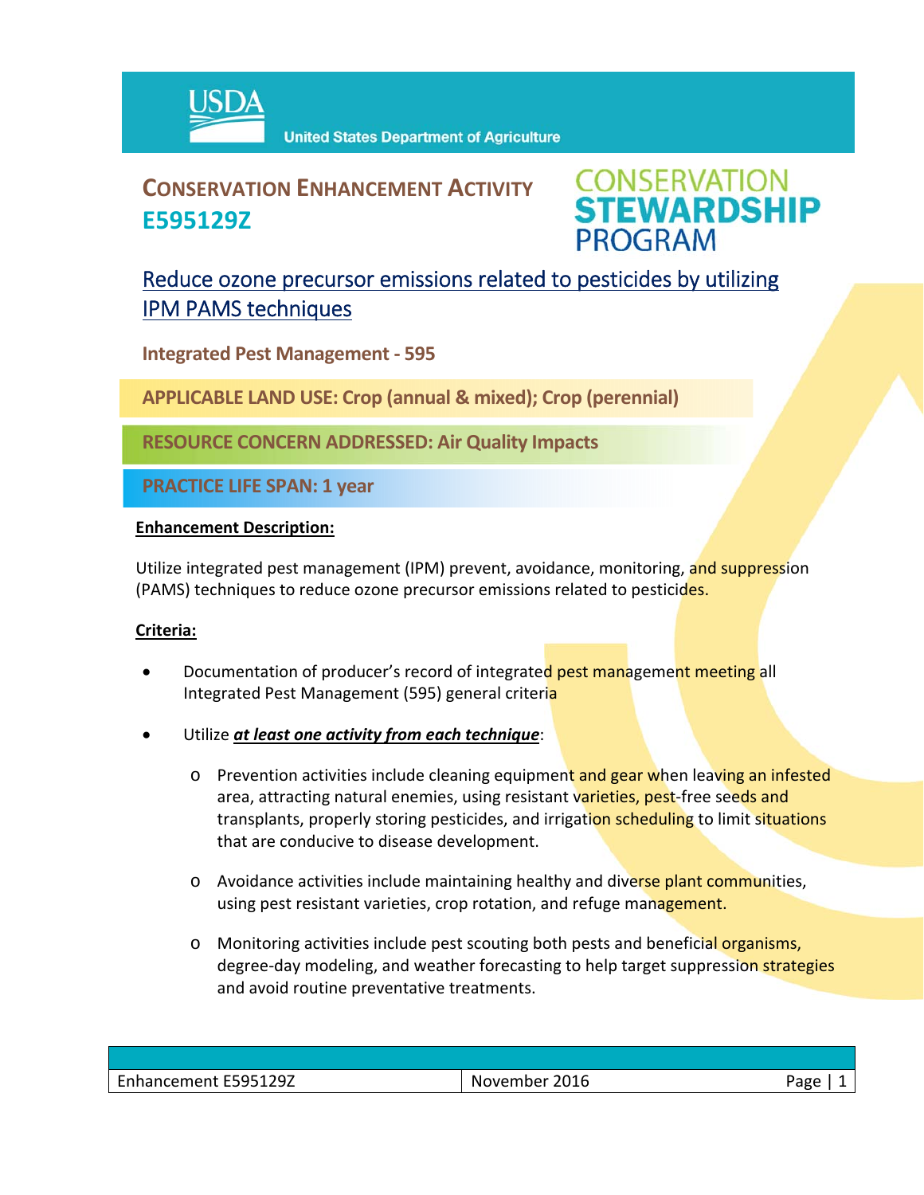USDA United States Department of Agriculture

# CONSERVATION ENHANCEMENT ACTIVITY E595129Z

CONSERVATION STEWARDSHIP PROGRAM

## Reduce ozone precursor emissions related to pesticides by utilizing IPM PAMS techniques

**Integrated Pest Management - 595**

**APPLICABLE LAND USE: Crop (annual & mixed); Crop (perennial)**

**RESOURCE CONCERN ADDRESSED: Air Quality Impacts**

**PRACTICE LIFE SPAN: 1 year**

**Enhancement Description:**

Utilize integrated pest management (IPM) prevent, avoidance, monitoring, and suppression (PAMS) techniques to reduce ozone precursor emissions related to pesticides.

**Criteria:**

- Documentation of producer's record of integrated pest management meeting all Integrated Pest Management (595) general criteria
- Utilize ***at least one activity from each technique***:
  - Prevention activities include cleaning equipment and gear when leaving an infested area, attracting natural enemies, using resistant varieties, pest-free seeds and transplants, properly storing pesticides, and irrigation scheduling to limit situations that are conducive to disease development.
  - Avoidance activities include maintaining healthy and diverse plant communities, using pest resistant varieties, crop rotation, and refuge management.
  - Monitoring activities include pest scouting both pests and beneficial organisms, degree-day modeling, and weather forecasting to help target suppression strategies and avoid routine preventative treatments.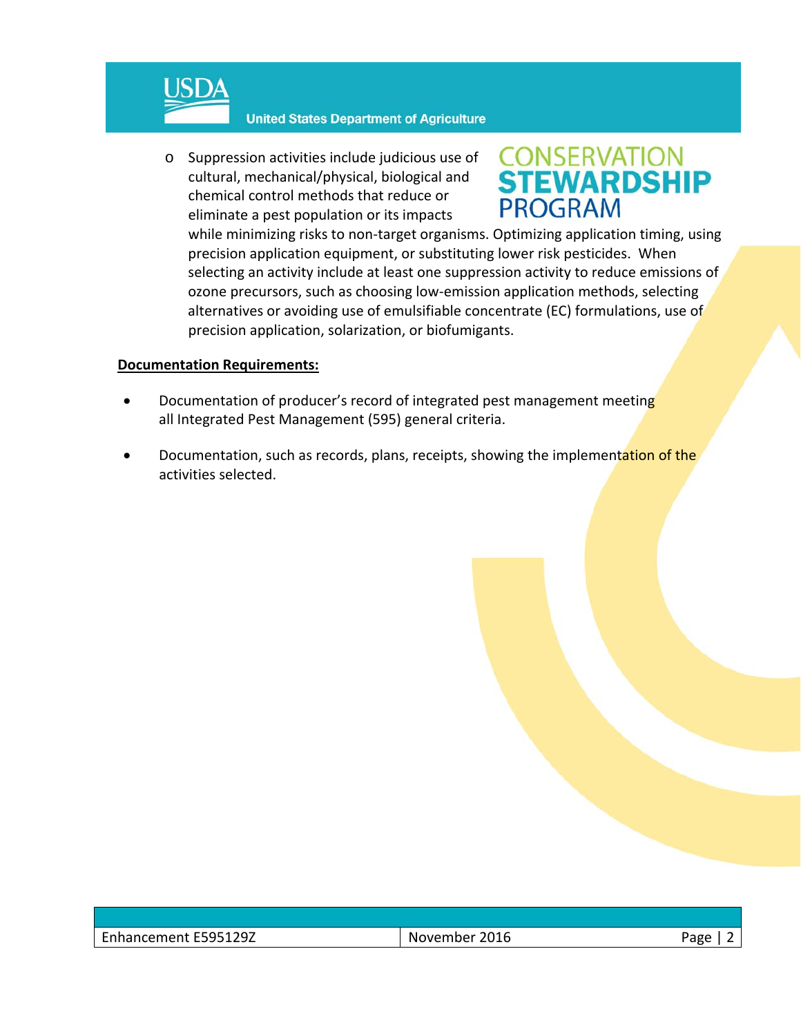- Suppression activities include judicious use of cultural, mechanical/physical, biological and chemical control methods that reduce or eliminate a pest population or its impacts while minimizing risks to non-target organisms. Optimizing application timing, using precision application equipment, or substituting lower risk pesticides. When selecting an activity include at least one suppression activity to reduce emissions of ozone precursors, such as choosing low-emission application methods, selecting alternatives or avoiding use of emulsifiable concentrate (EC) formulations, use of precision application, solarization, or biofumigants.

**Documentation Requirements:**

- Documentation of producer's record of integrated pest management meeting all Integrated Pest Management (595) general criteria.
- Documentation, such as records, plans, receipts, showing the implementation of the activities selected.